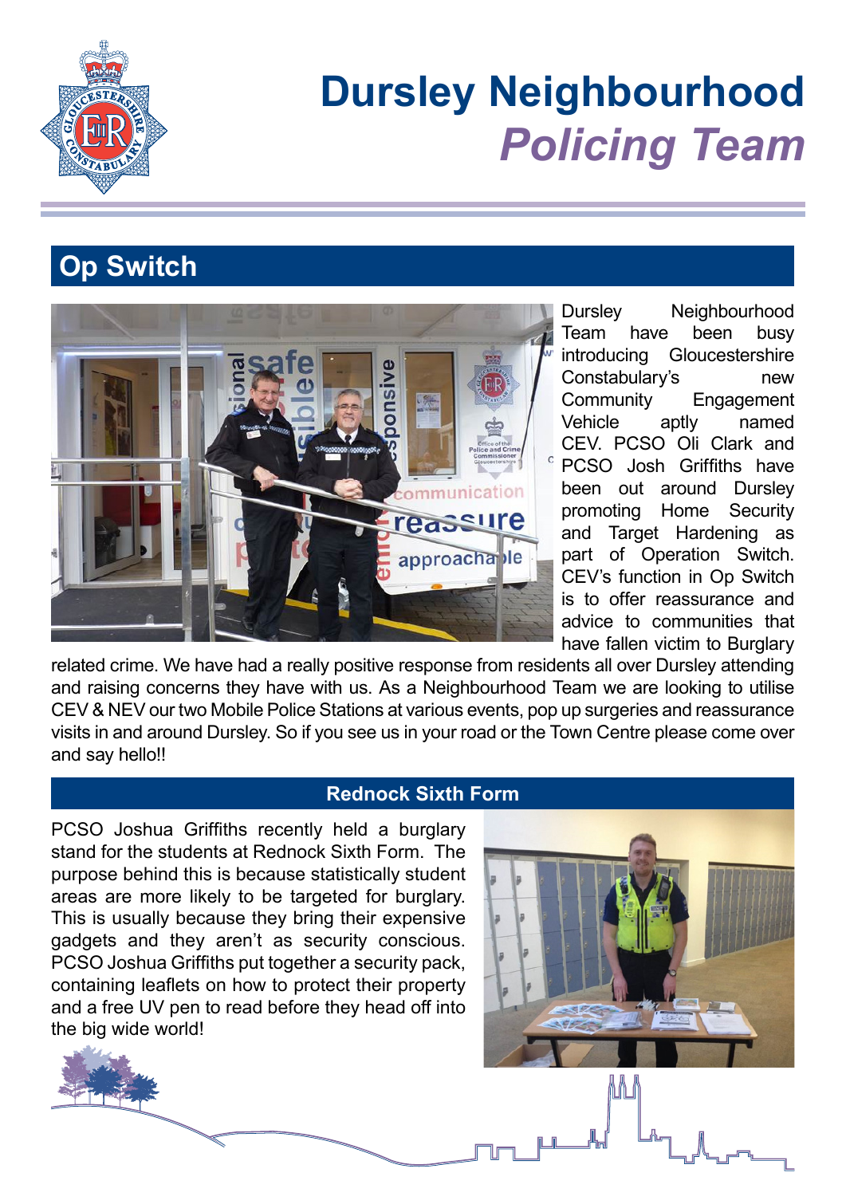# Dursley Neighbourhood *Policing Team*

## Op Switch

Dursley Neighbourhood Team have been busy introducing Gloucestershire Constabulary's new Community Engagement Vehicle aptly named CEV. PCSO Oli Clark and PCSO Josh Griffiths have been out around Dursley promoting Home Security and Target Hardening as part of Operation Switch. CEV's function in Op Switch is to offer reassurance and advice to communities that have fallen victim to Burglary related crime. We have had a really positive response from residents all over Dursley attending and raising concerns they have with us. As a Neighbourhood Team we are looking to utilise CEV & NEV our two Mobile Police Stations at various events, pop up surgeries and reassurance visits in and around Dursley. So if you see us in your road or the Town Centre please come over and say hello!!

### Rednock Sixth Form

PCSO Joshua Griffiths recently held a burglary stand for the students at Rednock Sixth Form. The purpose behind this is because statistically student areas are more likely to be targeted for burglary. This is usually because they bring their expensive gadgets and they aren't as security conscious. PCSO Joshua Griffiths put together a security pack, containing leaflets on how to protect their property and a free UV pen to read before they head off into the big wide world!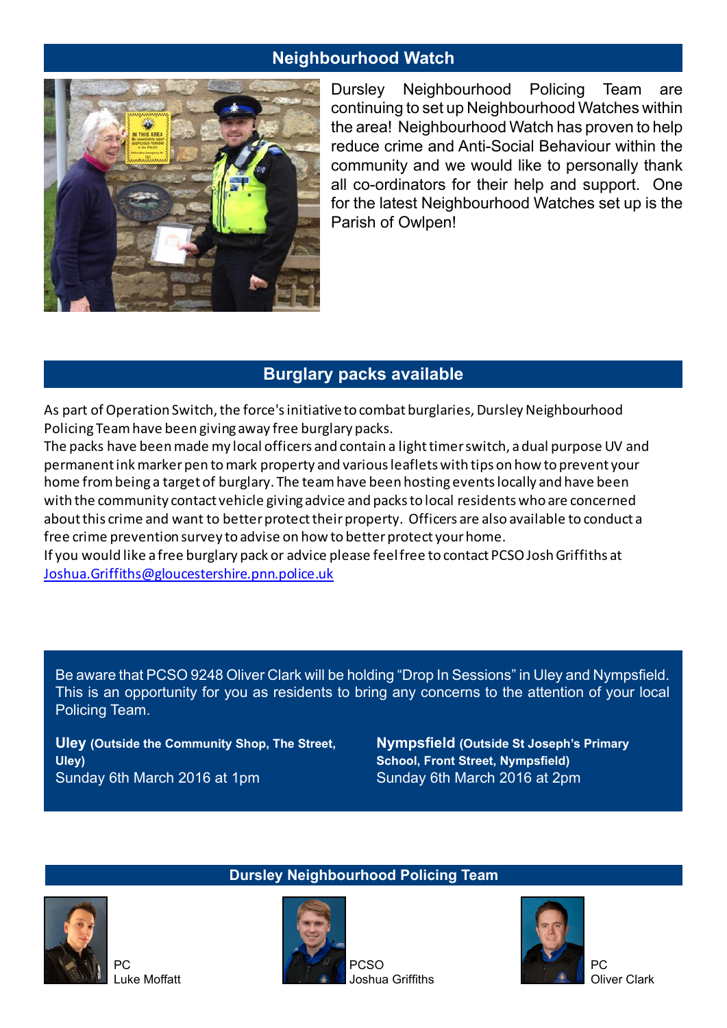## Neighbourhood Watch

Dursley Neighbourhood Policing Team are continuing to set up Neighbourhood Watches within the area! Neighbourhood Watch has proven to help reduce crime and Anti-Social Behaviour within the community and we would like to personally thank all co-ordinators for their help and support. One for the latest Neighbourhood Watches set up is the Parish of Owlpen!

## Burglary packs available

As part of Operation Switch, the force's initiative to combat burglaries, Dursley Neighbourhood Policing Team have been giving away free burglary packs.

The packs have been made my local officers and contain a light timer switch, a dual purpose UV and permanent ink marker pen to mark property and various leaflets with tips on how to prevent your home from being a target of burglary. The team have been hosting events locally and have been with the community contact vehicle giving advice and packs to local residents who are concerned about this crime and want to better protect their property. Officers are also available to conduct a free crime prevention survey to advise on how to better protect your home.

If you would like a free burglary pack or advice please feel free to contact PCSO Josh Griffiths at Joshua.Griffiths@gloucestershire.pnn.police.uk

Be aware that PCSO 9248 Oliver Clark will be holding "Drop In Sessions" in Uley and Nympsfield. This is an opportunity for you as residents to bring any concerns to the attention of your local Policing Team.

**Uley (Outside the Community Shop, The Street, Uley)**
Sunday 6th March 2016 at 1pm

**Nympsfield (Outside St Joseph's Primary School, Front Street, Nympsfield)**
Sunday 6th March 2016 at 2pm

## Dursley Neighbourhood Policing Team

PC
Luke Moffatt

PCSO
Joshua Griffiths

PC
Oliver Clark